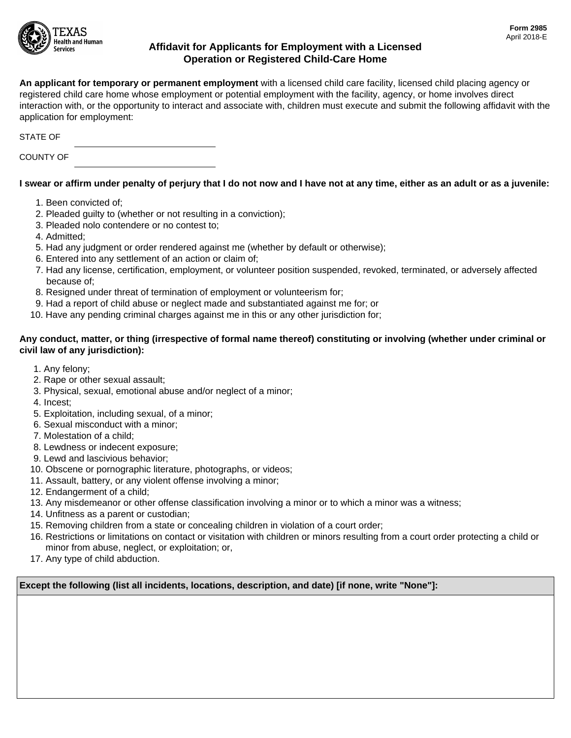Form 2985
April 2018-E

# Affidavit for Applicants for Employment with a Licensed Operation or Registered Child-Care Home

**An applicant for temporary or permanent employment** with a licensed child care facility, licensed child placing agency or registered child care home whose employment or potential employment with the facility, agency, or home involves direct interaction with, or the opportunity to interact and associate with, children must execute and submit the following affidavit with the application for employment:

STATE OF \_\_\_\_\_\_\_\_\_\_\_\_\_\_\_\_\_\_\_\_\_\_\_\_\_\_

COUNTY OF \_\_\_\_\_\_\_\_\_\_\_\_\_\_\_\_\_\_\_\_\_\_\_\_\_\_

**I swear or affirm under penalty of perjury that I do not now and I have not at any time, either as an adult or as a juvenile:**

1. Been convicted of;
2. Pleaded guilty to (whether or not resulting in a conviction);
3. Pleaded nolo contendere or no contest to;
4. Admitted;
5. Had any judgment or order rendered against me (whether by default or otherwise);
6. Entered into any settlement of an action or claim of;
7. Had any license, certification, employment, or volunteer position suspended, revoked, terminated, or adversely affected because of;
8. Resigned under threat of termination of employment or volunteerism for;
9. Had a report of child abuse or neglect made and substantiated against me for; or
10. Have any pending criminal charges against me in this or any other jurisdiction for;

**Any conduct, matter, or thing (irrespective of formal name thereof) constituting or involving (whether under criminal or civil law of any jurisdiction):**

1. Any felony;
2. Rape or other sexual assault;
3. Physical, sexual, emotional abuse and/or neglect of a minor;
4. Incest;
5. Exploitation, including sexual, of a minor;
6. Sexual misconduct with a minor;
7. Molestation of a child;
8. Lewdness or indecent exposure;
9. Lewd and lascivious behavior;
10. Obscene or pornographic literature, photographs, or videos;
11. Assault, battery, or any violent offense involving a minor;
12. Endangerment of a child;
13. Any misdemeanor or other offense classification involving a minor or to which a minor was a witness;
14. Unfitness as a parent or custodian;
15. Removing children from a state or concealing children in violation of a court order;
16. Restrictions or limitations on contact or visitation with children or minors resulting from a court order protecting a child or minor from abuse, neglect, or exploitation; or,
17. Any type of child abduction.

| Except the following (list all incidents, locations, description, and date) [if none, write "None"]: |
| --- |
| |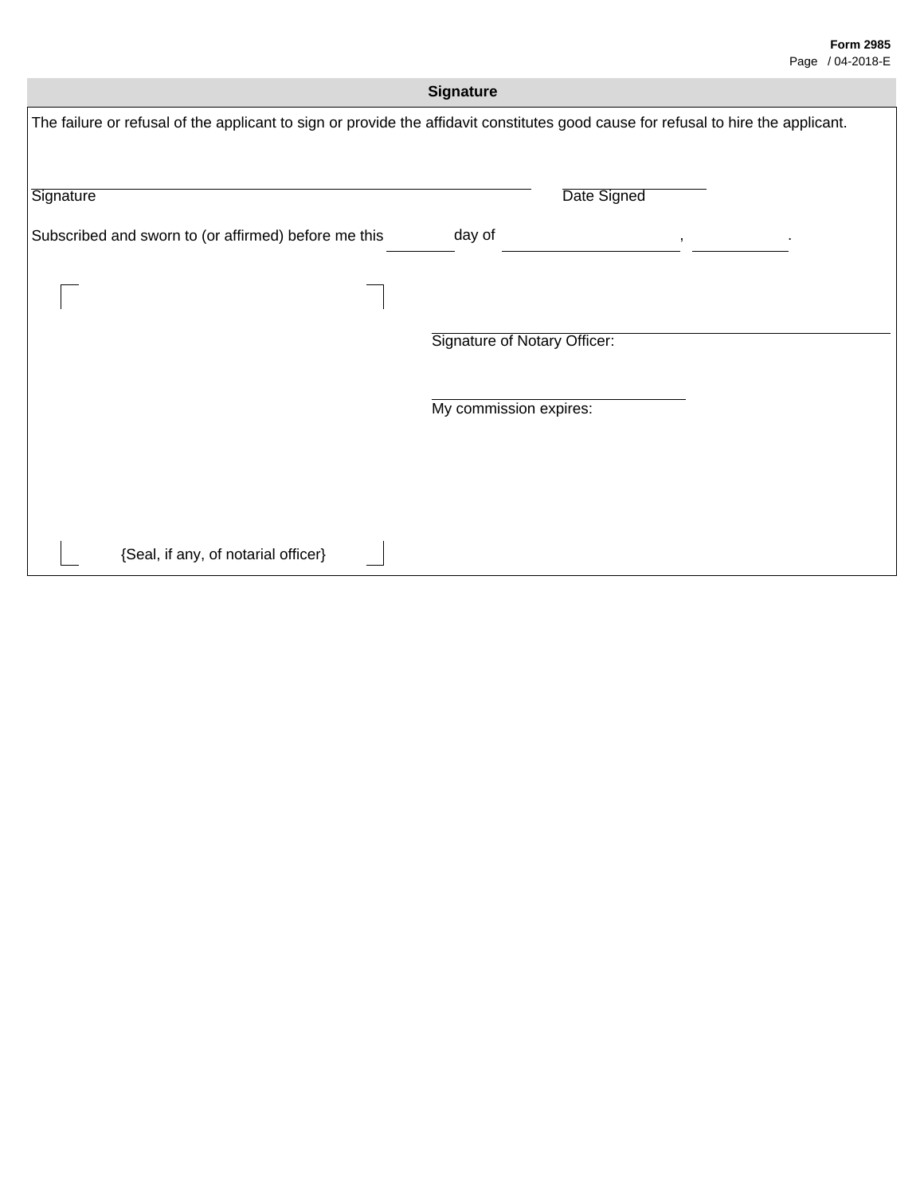## Signature

The failure or refusal of the applicant to sign or provide the affidavit constitutes good cause for refusal to hire the applicant.

Signature \_\_\_\_\_\_\_\_\_\_\_\_\_\_\_\_\_\_\_\_\_\_\_\_\_\_\_\_\_\_\_\_\_\_\_\_\_\_\_\_ Date Signed \_\_\_\_\_\_\_\_\_\_\_\_\_\_\_\_

Subscribed and sworn to (or affirmed) before me this \_\_\_\_\_\_\_ day of \_\_\_\_\_\_\_\_\_\_\_\_\_\_\_\_\_\_\_\_, \_\_\_\_\_\_\_\_\_\_.

Signature of Notary Officer: \_\_\_\_\_\_\_\_\_\_\_\_\_\_\_\_\_\_\_\_\_\_\_\_\_\_\_\_

My commission expires: \_\_\_\_\_\_\_\_\_\_\_\_\_\_\_\_\_\_\_\_

{Seal, if any, of notarial officer}